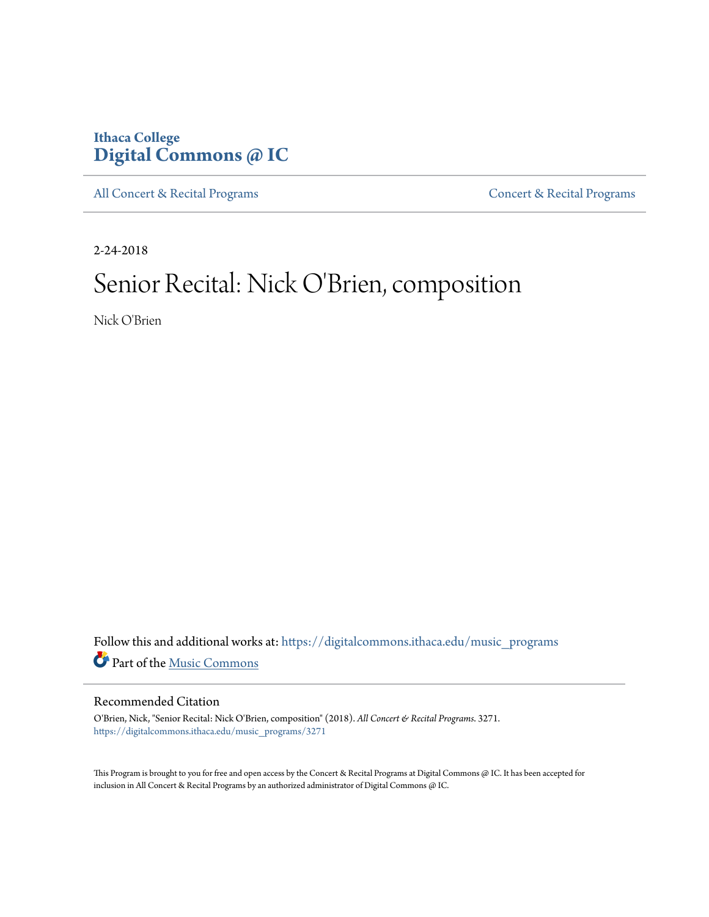Ithaca College
**Digital Commons @ IC**

All Concert & Recital Programs | Concert & Recital Programs

2-24-2018

# Senior Recital: Nick O'Brien, composition

Nick O'Brien

Follow this and additional works at: https://digitalcommons.ithaca.edu/music_programs

Part of the Music Commons

## Recommended Citation

O'Brien, Nick, "Senior Recital: Nick O'Brien, composition" (2018). *All Concert & Recital Programs*. 3271.
https://digitalcommons.ithaca.edu/music_programs/3271

This Program is brought to you for free and open access by the Concert & Recital Programs at Digital Commons @ IC. It has been accepted for inclusion in All Concert & Recital Programs by an authorized administrator of Digital Commons @ IC.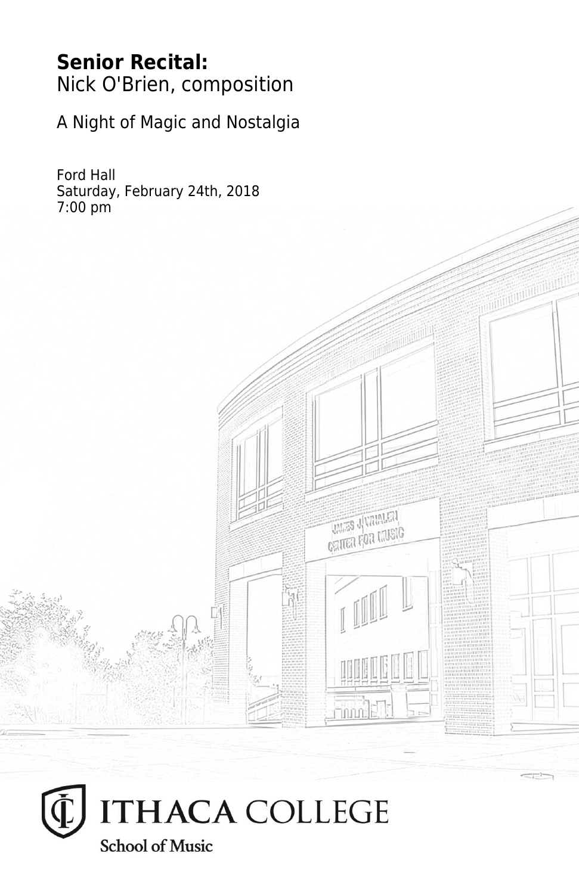**Senior Recital:**
Nick O'Brien, composition

A Night of Magic and Nostalgia

Ford Hall
Saturday, February 24th, 2018
7:00 pm

ITHACA COLLEGE
School of Music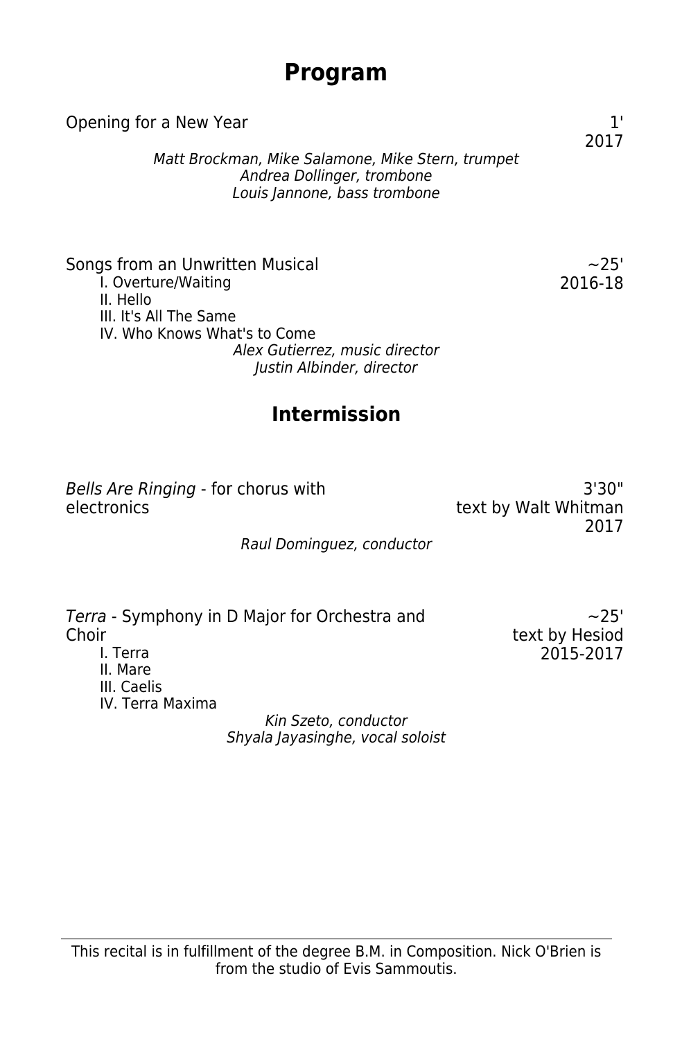# Program

Opening for a New Year — 1'
2017

*Matt Brockman, Mike Salamone, Mike Stern, trumpet*
*Andrea Dollinger, trombone*
*Louis Jannone, bass trombone*

Songs from an Unwritten Musical — ~25'
2016-18

- I. Overture/Waiting
- II. Hello
- III. It's All The Same
- IV. Who Knows What's to Come

*Alex Gutierrez, music director*
*Justin Albinder, director*

## Intermission

*Bells Are Ringing* - for chorus with electronics — 3'30"
text by Walt Whitman
2017

*Raul Dominguez, conductor*

*Terra* - Symphony in D Major for Orchestra and Choir — ~25'
text by Hesiod
2015-2017

- I. Terra
- II. Mare
- III. Caelis
- IV. Terra Maxima

*Kin Szeto, conductor*
*Shyala Jayasinghe, vocal soloist*

---

This recital is in fulfillment of the degree B.M. in Composition. Nick O'Brien is from the studio of Evis Sammoutis.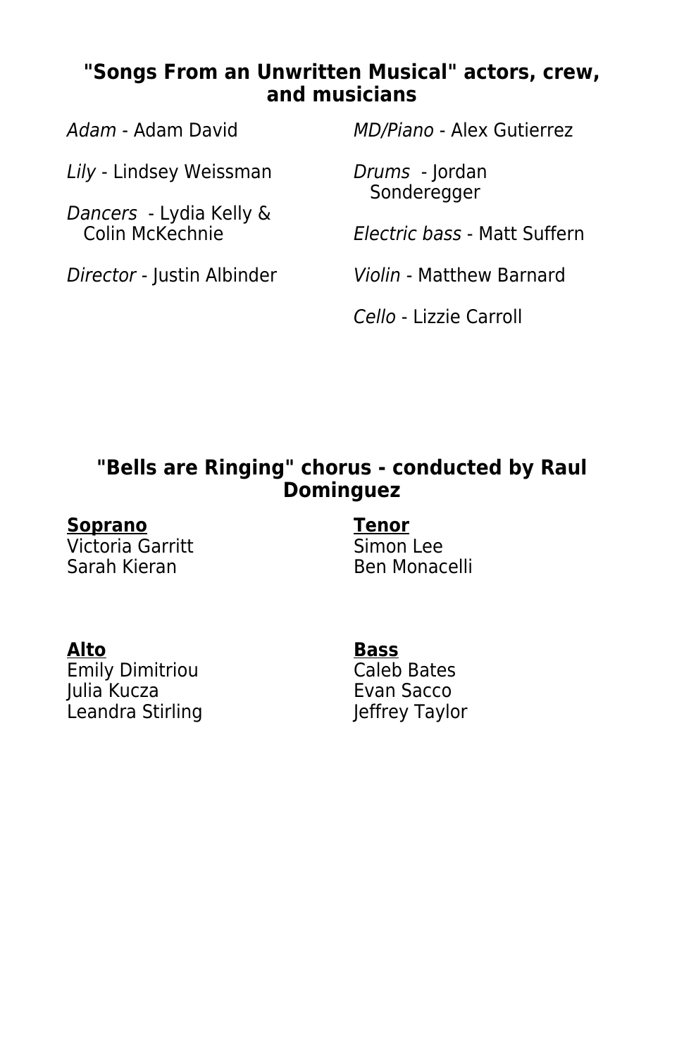## "Songs From an Unwritten Musical" actors, crew, and musicians

*Adam* - Adam David

*Lily* - Lindsey Weissman

*Dancers* - Lydia Kelly & Colin McKechnie

*Director* - Justin Albinder

*MD/Piano* - Alex Gutierrez

*Drums* - Jordan Sonderegger

*Electric bass* - Matt Suffern

*Violin* - Matthew Barnard

*Cello* - Lizzie Carroll

## "Bells are Ringing" chorus - conducted by Raul Dominguez

**Soprano**
Victoria Garritt
Sarah Kieran

**Tenor**
Simon Lee
Ben Monacelli

**Alto**
Emily Dimitriou
Julia Kucza
Leandra Stirling

**Bass**
Caleb Bates
Evan Sacco
Jeffrey Taylor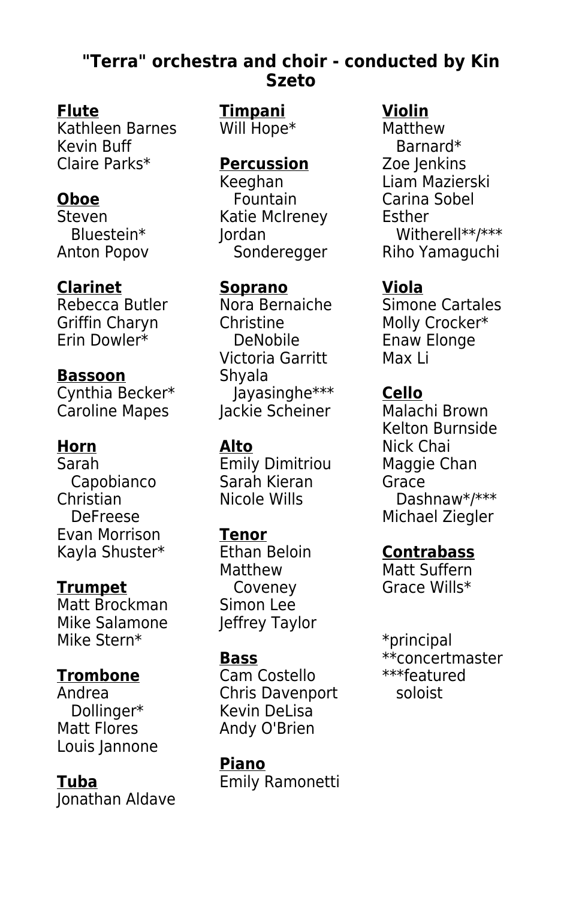## "Terra" orchestra and choir - conducted by Kin Szeto

**Flute**
Kathleen Barnes
Kevin Buff
Claire Parks*

**Oboe**
Steven Bluestein*
Anton Popov

**Clarinet**
Rebecca Butler
Griffin Charyn
Erin Dowler*

**Bassoon**
Cynthia Becker*
Caroline Mapes

**Horn**
Sarah Capobianco
Christian DeFreese
Evan Morrison
Kayla Shuster*

**Trumpet**
Matt Brockman
Mike Salamone
Mike Stern*

**Trombone**
Andrea Dollinger*
Matt Flores
Louis Jannone

**Tuba**
Jonathan Aldave

**Timpani**
Will Hope*

**Percussion**
Keeghan Fountain
Katie McIreney
Jordan Sonderegger

**Soprano**
Nora Bernaiche
Christine DeNobile
Victoria Garritt
Shyala Jayasinghe***
Jackie Scheiner

**Alto**
Emily Dimitriou
Sarah Kieran
Nicole Wills

**Tenor**
Ethan Beloin
Matthew Coveney
Simon Lee
Jeffrey Taylor

**Bass**
Cam Costello
Chris Davenport
Kevin DeLisa
Andy O'Brien

**Piano**
Emily Ramonetti

**Violin**
Matthew Barnard*
Zoe Jenkins
Liam Mazierski
Carina Sobel
Esther Witherell**/***
Riho Yamaguchi

**Viola**
Simone Cartales
Molly Crocker*
Enaw Elonge
Max Li

**Cello**
Malachi Brown
Kelton Burnside
Nick Chai
Maggie Chan
Grace Dashnaw*/***
Michael Ziegler

**Contrabass**
Matt Suffern
Grace Wills*

*principal
**concertmaster
***featured soloist